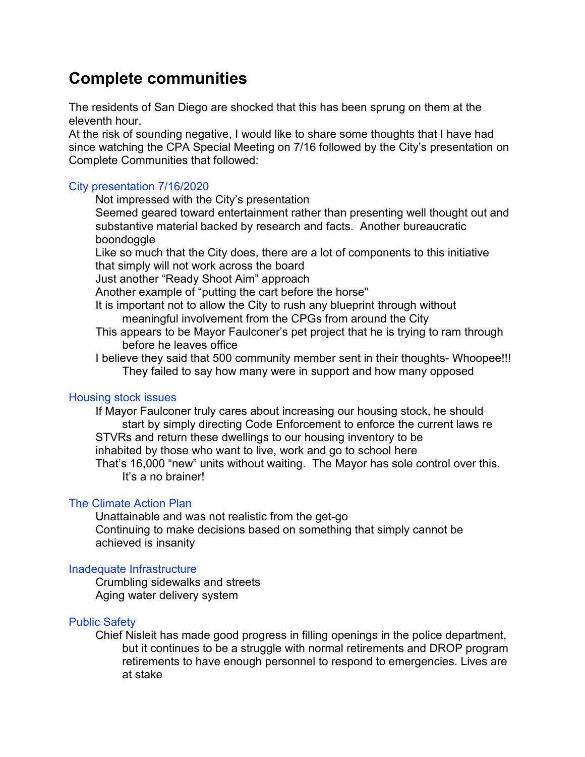# Complete communities

The residents of San Diego are shocked that this has been sprung on them at the eleventh hour.
At the risk of sounding negative, I would like to share some thoughts that I have had since watching the CPA Special Meeting on 7/16 followed by the City's presentation on Complete Communities that followed:

## City presentation 7/16/2020

- Not impressed with the City's presentation
- Seemed geared toward entertainment rather than presenting well thought out and substantive material backed by research and facts. Another bureaucratic boondoggle
- Like so much that the City does, there are a lot of components to this initiative that simply will not work across the board
- Just another "Ready Shoot Aim" approach
- Another example of "putting the cart before the horse"
- It is important not to allow the City to rush any blueprint through without meaningful involvement from the CPGs from around the City
- This appears to be Mayor Faulconer's pet project that he is trying to ram through before he leaves office
- I believe they said that 500 community member sent in their thoughts- Whoopee!!! They failed to say how many were in support and how many opposed

## Housing stock issues

- If Mayor Faulconer truly cares about increasing our housing stock, he should start by simply directing Code Enforcement to enforce the current laws re STVRs and return these dwellings to our housing inventory to be inhabited by those who want to live, work and go to school here
- That's 16,000 "new" units without waiting. The Mayor has sole control over this. It's a no brainer!

## The Climate Action Plan

- Unattainable and was not realistic from the get-go
- Continuing to make decisions based on something that simply cannot be achieved is insanity

## Inadequate Infrastructure

- Crumbling sidewalks and streets
- Aging water delivery system

## Public Safety

- Chief Nisleit has made good progress in filling openings in the police department, but it continues to be a struggle with normal retirements and DROP program retirements to have enough personnel to respond to emergencies. Lives are at stake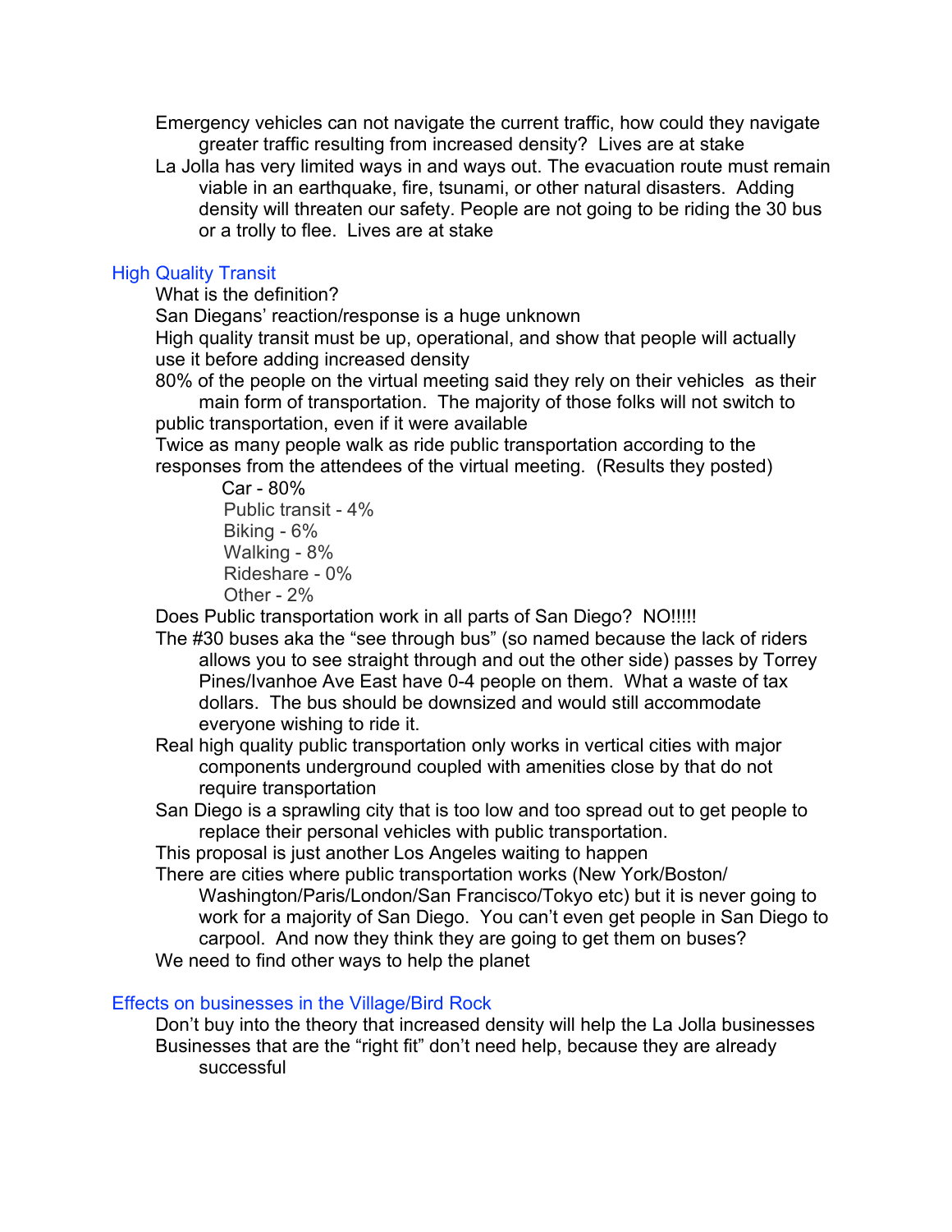Emergency vehicles can not navigate the current traffic, how could they navigate greater traffic resulting from increased density? Lives are at stake

La Jolla has very limited ways in and ways out. The evacuation route must remain viable in an earthquake, fire, tsunami, or other natural disasters. Adding density will threaten our safety. People are not going to be riding the 30 bus or a trolly to flee. Lives are at stake

## High Quality Transit

What is the definition?

San Diegans' reaction/response is a huge unknown

High quality transit must be up, operational, and show that people will actually use it before adding increased density

80% of the people on the virtual meeting said they rely on their vehicles as their main form of transportation. The majority of those folks will not switch to public transportation, even if it were available

Twice as many people walk as ride public transportation according to the responses from the attendees of the virtual meeting. (Results they posted)

- Car - 80%
- Public transit - 4%
- Biking - 6%
- Walking - 8%
- Rideshare - 0%
- Other - 2%

Does Public transportation work in all parts of San Diego? NO!!!!!

The #30 buses aka the "see through bus" (so named because the lack of riders allows you to see straight through and out the other side) passes by Torrey Pines/Ivanhoe Ave East have 0-4 people on them. What a waste of tax dollars. The bus should be downsized and would still accommodate everyone wishing to ride it.

Real high quality public transportation only works in vertical cities with major components underground coupled with amenities close by that do not require transportation

San Diego is a sprawling city that is too low and too spread out to get people to replace their personal vehicles with public transportation.

This proposal is just another Los Angeles waiting to happen

There are cities where public transportation works (New York/Boston/ Washington/Paris/London/San Francisco/Tokyo etc) but it is never going to work for a majority of San Diego. You can't even get people in San Diego to carpool. And now they think they are going to get them on buses?

We need to find other ways to help the planet

## Effects on businesses in the Village/Bird Rock

Don't buy into the theory that increased density will help the La Jolla businesses

Businesses that are the "right fit" don't need help, because they are already successful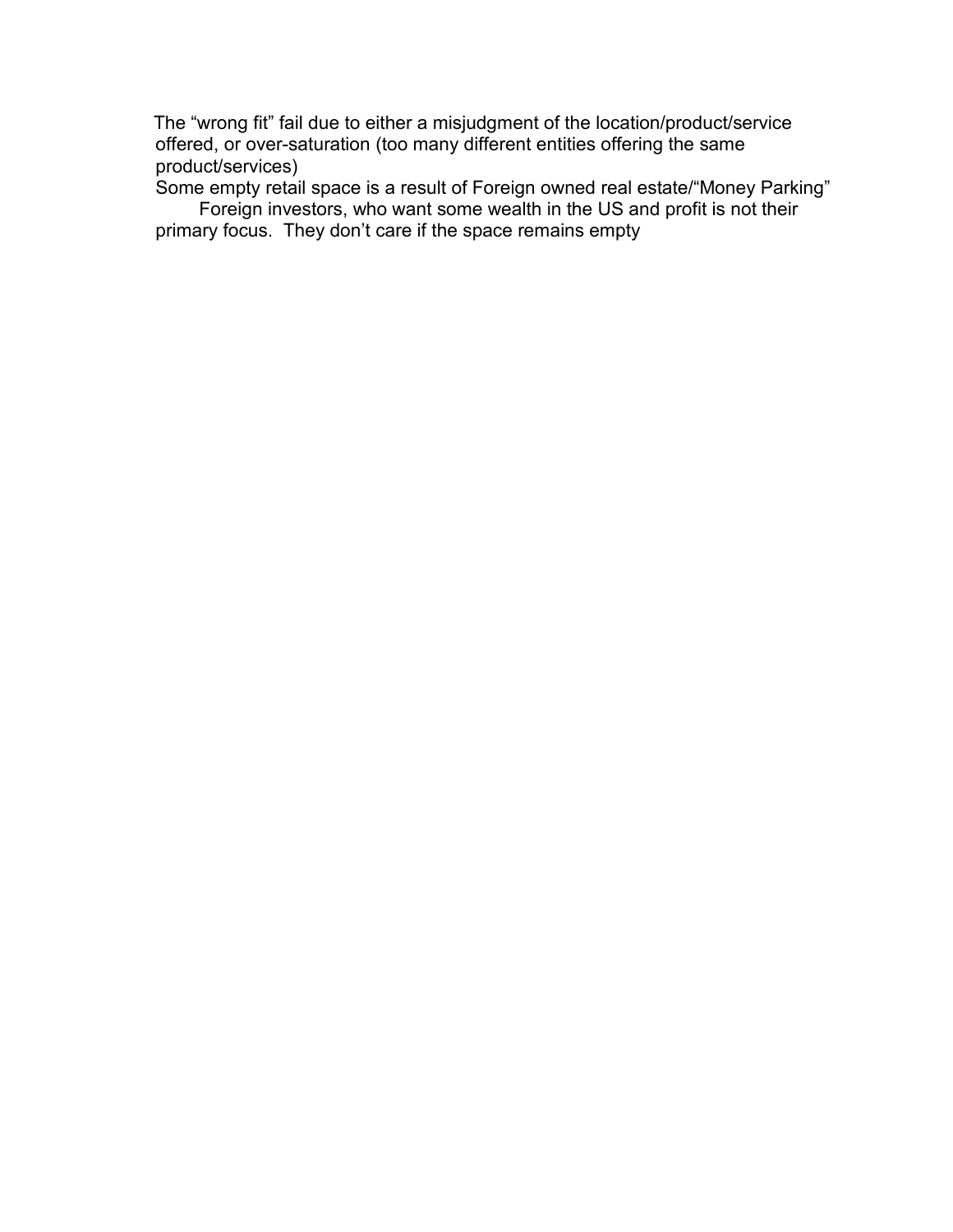The “wrong fit” fail due to either a misjudgment of the location/product/service offered, or over-saturation (too many different entities offering the same product/services)

Some empty retail space is a result of Foreign owned real estate/“Money Parking”

Foreign investors, who want some wealth in the US and profit is not their primary focus. They don’t care if the space remains empty